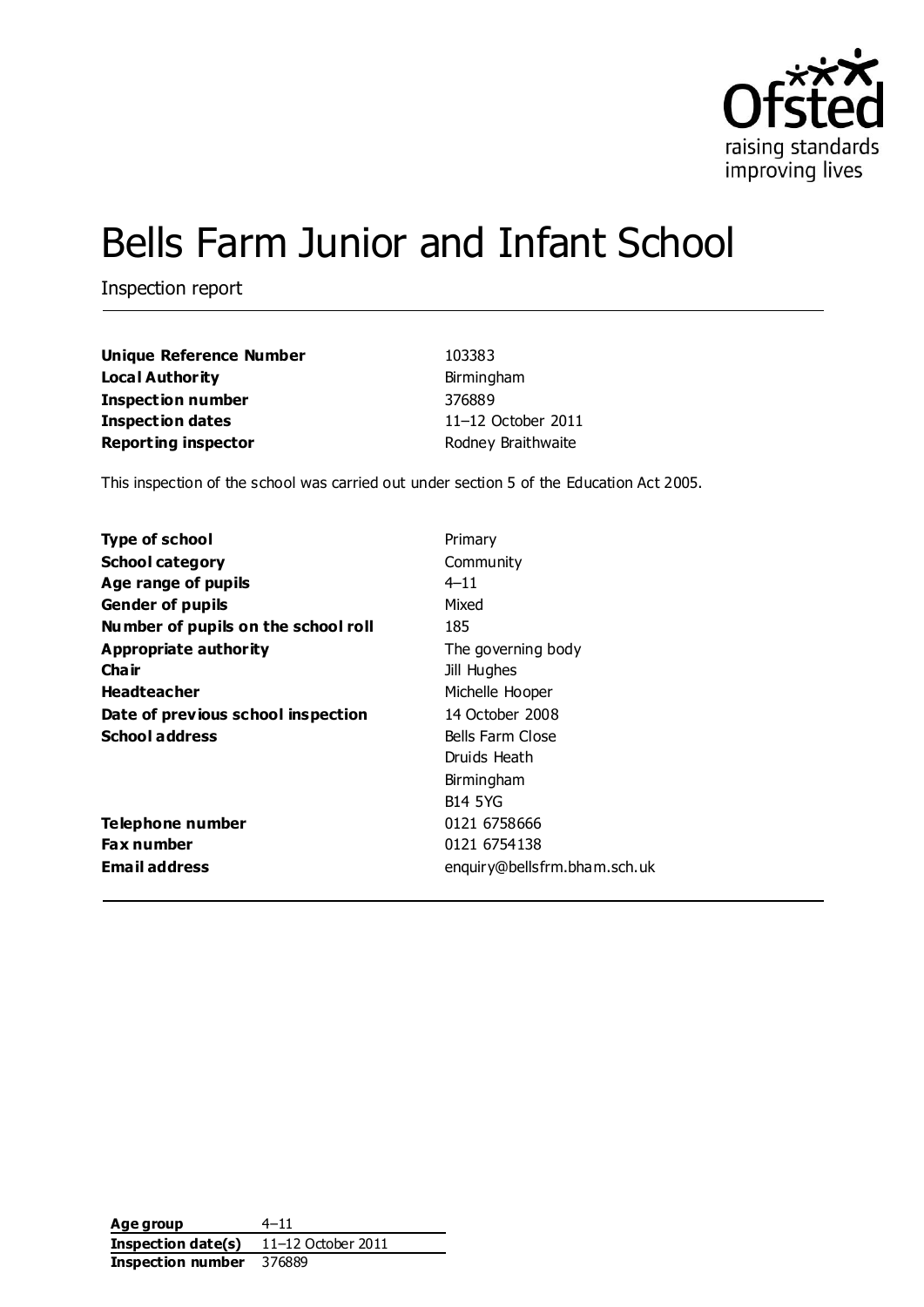# Bells Farm Junior and Infant School

Inspection report

| | |
|---|---|
| **Unique Reference Number** | 103383 |
| **Local Authority** | Birmingham |
| **Inspection number** | 376889 |
| **Inspection dates** | 11–12 October 2011 |
| **Reporting inspector** | Rodney Braithwaite |

This inspection of the school was carried out under section 5 of the Education Act 2005.

| | |
|---|---|
| **Type of school** | Primary |
| **School category** | Community |
| **Age range of pupils** | 4–11 |
| **Gender of pupils** | Mixed |
| **Number of pupils on the school roll** | 185 |
| **Appropriate authority** | The governing body |
| **Chair** | Jill Hughes |
| **Headteacher** | Michelle Hooper |
| **Date of previous school inspection** | 14 October 2008 |
| **School address** | Bells Farm Close<br>Druids Heath<br>Birmingham<br>B14 5YG |
| **Telephone number** | 0121 6758666 |
| **Fax number** | 0121 6754138 |
| **Email address** | enquiry@bellsfrm.bham.sch.uk |

| | |
|---|---|
| **Age group** | 4–11 |
| **Inspection date(s)** | 11–12 October 2011 |
| **Inspection number** | 376889 |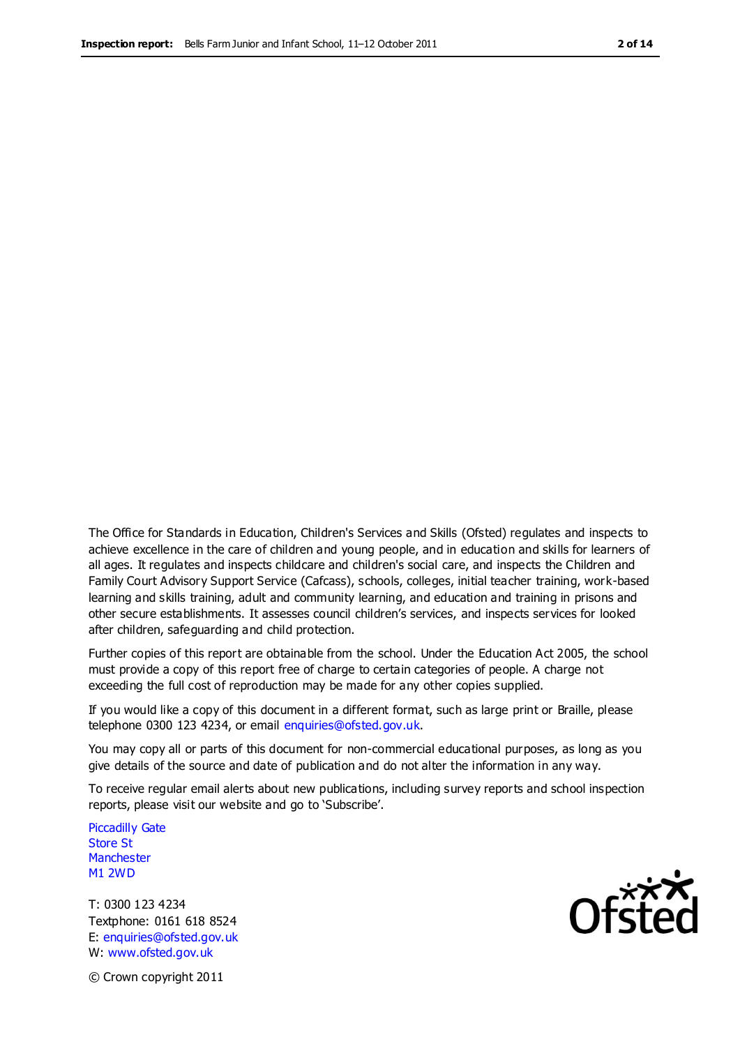The Office for Standards in Education, Children's Services and Skills (Ofsted) regulates and inspects to achieve excellence in the care of children and young people, and in education and skills for learners of all ages. It regulates and inspects childcare and children's social care, and inspects the Children and Family Court Advisory Support Service (Cafcass), schools, colleges, initial teacher training, work-based learning and skills training, adult and community learning, and education and training in prisons and other secure establishments. It assesses council children's services, and inspects services for looked after children, safeguarding and child protection.

Further copies of this report are obtainable from the school. Under the Education Act 2005, the school must provide a copy of this report free of charge to certain categories of people. A charge not exceeding the full cost of reproduction may be made for any other copies supplied.

If you would like a copy of this document in a different format, such as large print or Braille, please telephone 0300 123 4234, or email enquiries@ofsted.gov.uk.

You may copy all or parts of this document for non-commercial educational purposes, as long as you give details of the source and date of publication and do not alter the information in any way.

To receive regular email alerts about new publications, including survey reports and school inspection reports, please visit our website and go to 'Subscribe'.

Piccadilly Gate
Store St
Manchester
M1 2WD

T: 0300 123 4234
Textphone: 0161 618 8524
E: enquiries@ofsted.gov.uk
W: www.ofsted.gov.uk

© Crown copyright 2011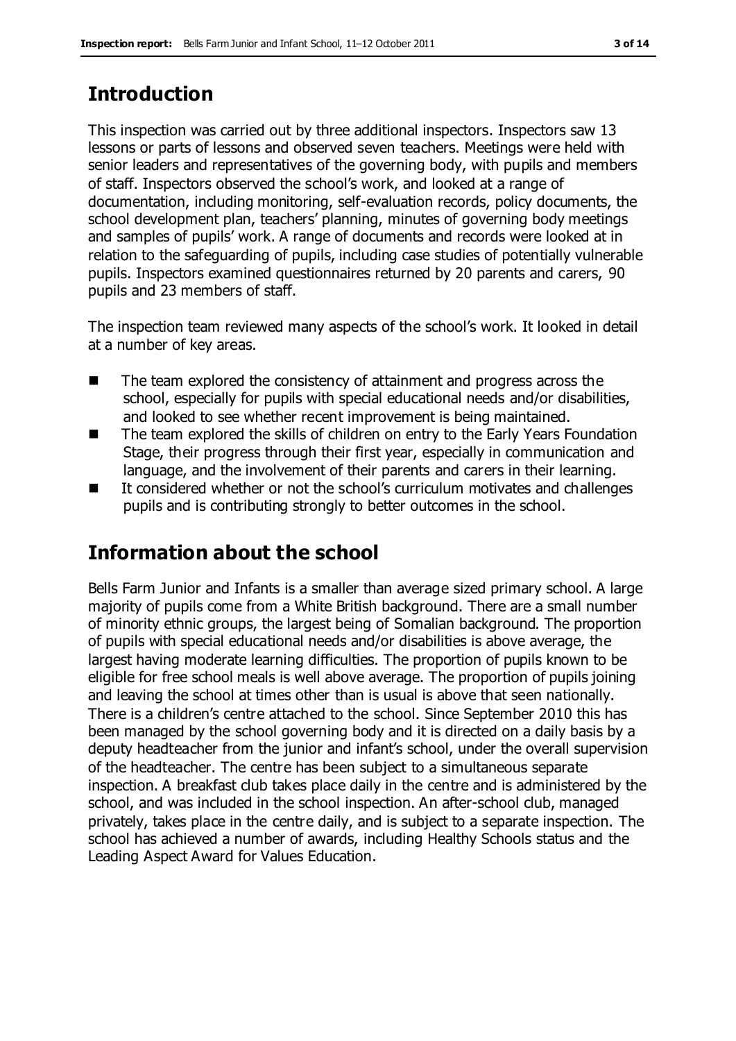## Introduction

This inspection was carried out by three additional inspectors. Inspectors saw 13 lessons or parts of lessons and observed seven teachers. Meetings were held with senior leaders and representatives of the governing body, with pupils and members of staff. Inspectors observed the school's work, and looked at a range of documentation, including monitoring, self-evaluation records, policy documents, the school development plan, teachers' planning, minutes of governing body meetings and samples of pupils' work. A range of documents and records were looked at in relation to the safeguarding of pupils, including case studies of potentially vulnerable pupils. Inspectors examined questionnaires returned by 20 parents and carers, 90 pupils and 23 members of staff.

The inspection team reviewed many aspects of the school's work. It looked in detail at a number of key areas.

- The team explored the consistency of attainment and progress across the school, especially for pupils with special educational needs and/or disabilities, and looked to see whether recent improvement is being maintained.
- The team explored the skills of children on entry to the Early Years Foundation Stage, their progress through their first year, especially in communication and language, and the involvement of their parents and carers in their learning.
- It considered whether or not the school's curriculum motivates and challenges pupils and is contributing strongly to better outcomes in the school.

## Information about the school

Bells Farm Junior and Infants is a smaller than average sized primary school. A large majority of pupils come from a White British background. There are a small number of minority ethnic groups, the largest being of Somalian background. The proportion of pupils with special educational needs and/or disabilities is above average, the largest having moderate learning difficulties. The proportion of pupils known to be eligible for free school meals is well above average. The proportion of pupils joining and leaving the school at times other than is usual is above that seen nationally. There is a children's centre attached to the school. Since September 2010 this has been managed by the school governing body and it is directed on a daily basis by a deputy headteacher from the junior and infant's school, under the overall supervision of the headteacher. The centre has been subject to a simultaneous separate inspection. A breakfast club takes place daily in the centre and is administered by the school, and was included in the school inspection. An after-school club, managed privately, takes place in the centre daily, and is subject to a separate inspection. The school has achieved a number of awards, including Healthy Schools status and the Leading Aspect Award for Values Education.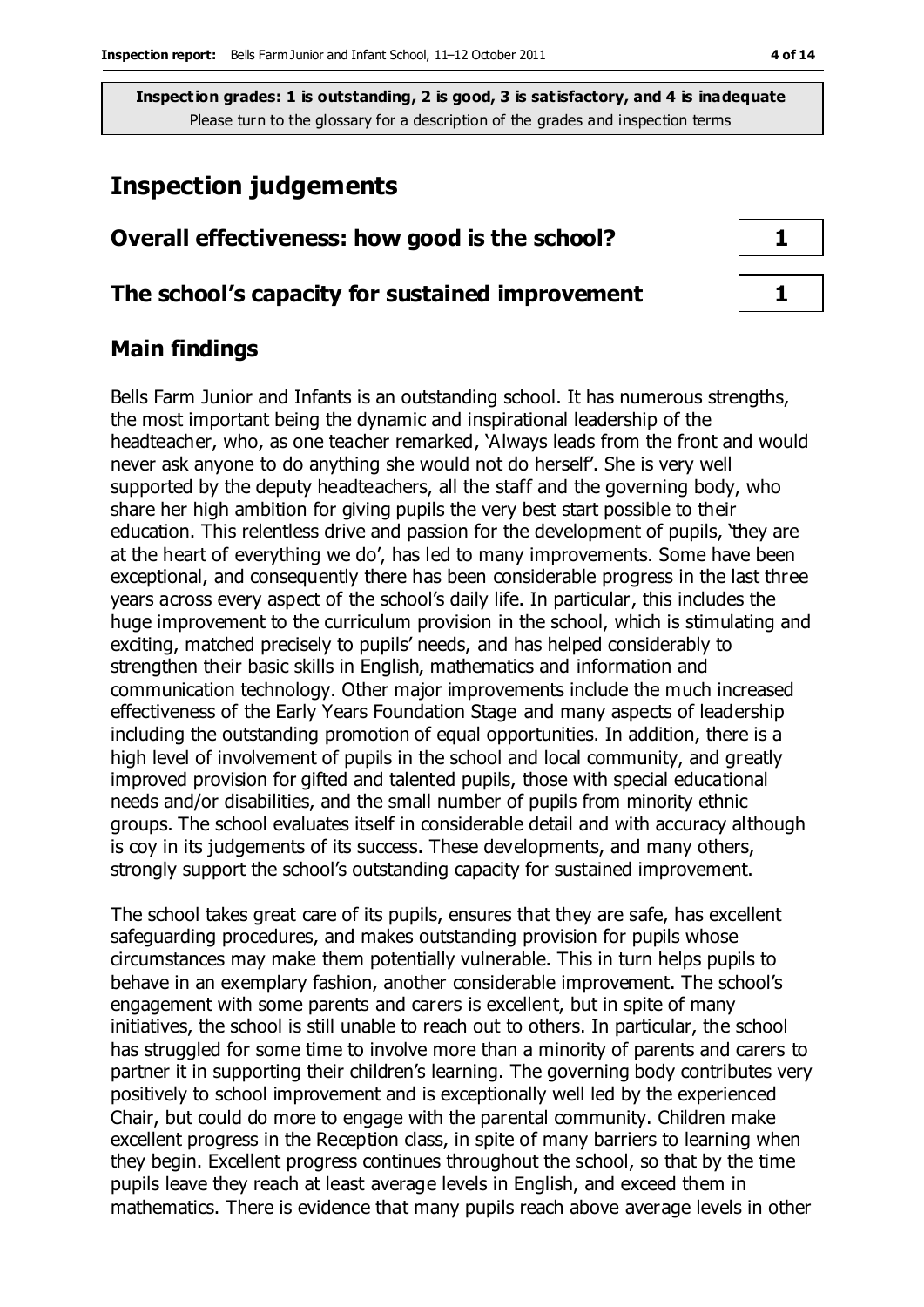**Inspection grades: 1 is outstanding, 2 is good, 3 is satisfactory, and 4 is inadequate**
Please turn to the glossary for a description of the grades and inspection terms

# Inspection judgements

| Overall effectiveness: how good is the school? | 1 |
|---|---|
| **The school's capacity for sustained improvement** | **1** |

## Main findings

Bells Farm Junior and Infants is an outstanding school. It has numerous strengths, the most important being the dynamic and inspirational leadership of the headteacher, who, as one teacher remarked, 'Always leads from the front and would never ask anyone to do anything she would not do herself'. She is very well supported by the deputy headteachers, all the staff and the governing body, who share her high ambition for giving pupils the very best start possible to their education. This relentless drive and passion for the development of pupils, 'they are at the heart of everything we do', has led to many improvements. Some have been exceptional, and consequently there has been considerable progress in the last three years across every aspect of the school's daily life. In particular, this includes the huge improvement to the curriculum provision in the school, which is stimulating and exciting, matched precisely to pupils' needs, and has helped considerably to strengthen their basic skills in English, mathematics and information and communication technology. Other major improvements include the much increased effectiveness of the Early Years Foundation Stage and many aspects of leadership including the outstanding promotion of equal opportunities. In addition, there is a high level of involvement of pupils in the school and local community, and greatly improved provision for gifted and talented pupils, those with special educational needs and/or disabilities, and the small number of pupils from minority ethnic groups. The school evaluates itself in considerable detail and with accuracy although is coy in its judgements of its success. These developments, and many others, strongly support the school's outstanding capacity for sustained improvement.

The school takes great care of its pupils, ensures that they are safe, has excellent safeguarding procedures, and makes outstanding provision for pupils whose circumstances may make them potentially vulnerable. This in turn helps pupils to behave in an exemplary fashion, another considerable improvement. The school's engagement with some parents and carers is excellent, but in spite of many initiatives, the school is still unable to reach out to others. In particular, the school has struggled for some time to involve more than a minority of parents and carers to partner it in supporting their children's learning. The governing body contributes very positively to school improvement and is exceptionally well led by the experienced Chair, but could do more to engage with the parental community. Children make excellent progress in the Reception class, in spite of many barriers to learning when they begin. Excellent progress continues throughout the school, so that by the time pupils leave they reach at least average levels in English, and exceed them in mathematics. There is evidence that many pupils reach above average levels in other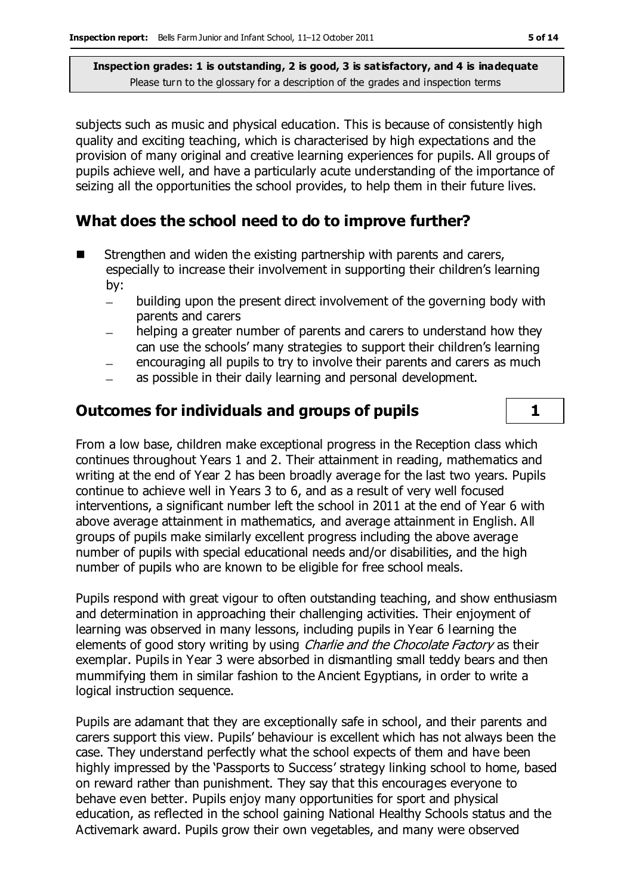subjects such as music and physical education. This is because of consistently high quality and exciting teaching, which is characterised by high expectations and the provision of many original and creative learning experiences for pupils. All groups of pupils achieve well, and have a particularly acute understanding of the importance of seizing all the opportunities the school provides, to help them in their future lives.

## What does the school need to do to improve further?

- Strengthen and widen the existing partnership with parents and carers, especially to increase their involvement in supporting their children's learning by:
  - building upon the present direct involvement of the governing body with parents and carers
  - helping a greater number of parents and carers to understand how they can use the schools' many strategies to support their children's learning
  - encouraging all pupils to try to involve their parents and carers as much
  - as possible in their daily learning and personal development.

## Outcomes for individuals and groups of pupils | 1

From a low base, children make exceptional progress in the Reception class which continues throughout Years 1 and 2. Their attainment in reading, mathematics and writing at the end of Year 2 has been broadly average for the last two years. Pupils continue to achieve well in Years 3 to 6, and as a result of very well focused interventions, a significant number left the school in 2011 at the end of Year 6 with above average attainment in mathematics, and average attainment in English. All groups of pupils make similarly excellent progress including the above average number of pupils with special educational needs and/or disabilities, and the high number of pupils who are known to be eligible for free school meals.

Pupils respond with great vigour to often outstanding teaching, and show enthusiasm and determination in approaching their challenging activities. Their enjoyment of learning was observed in many lessons, including pupils in Year 6 learning the elements of good story writing by using *Charlie and the Chocolate Factory* as their exemplar. Pupils in Year 3 were absorbed in dismantling small teddy bears and then mummifying them in similar fashion to the Ancient Egyptians, in order to write a logical instruction sequence.

Pupils are adamant that they are exceptionally safe in school, and their parents and carers support this view. Pupils' behaviour is excellent which has not always been the case. They understand perfectly what the school expects of them and have been highly impressed by the 'Passports to Success' strategy linking school to home, based on reward rather than punishment. They say that this encourages everyone to behave even better. Pupils enjoy many opportunities for sport and physical education, as reflected in the school gaining National Healthy Schools status and the Activemark award. Pupils grow their own vegetables, and many were observed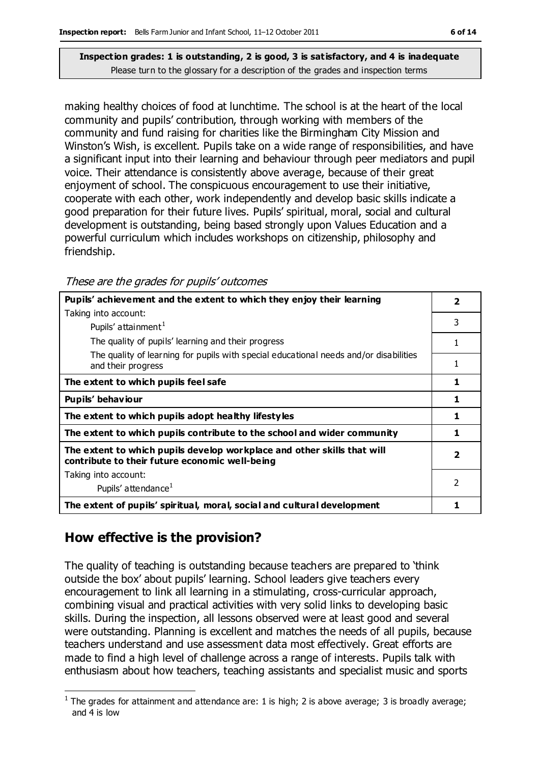**Inspection grades: 1 is outstanding, 2 is good, 3 is satisfactory, and 4 is inadequate**
Please turn to the glossary for a description of the grades and inspection terms

making healthy choices of food at lunchtime. The school is at the heart of the local community and pupils' contribution, through working with members of the community and fund raising for charities like the Birmingham City Mission and Winston's Wish, is excellent. Pupils take on a wide range of responsibilities, and have a significant input into their learning and behaviour through peer mediators and pupil voice. Their attendance is consistently above average, because of their great enjoyment of school. The conspicuous encouragement to use their initiative, cooperate with each other, work independently and develop basic skills indicate a good preparation for their future lives. Pupils' spiritual, moral, social and cultural development is outstanding, being based strongly upon Values Education and a powerful curriculum which includes workshops on citizenship, philosophy and friendship.

*These are the grades for pupils' outcomes*

| | |
|---|---|
| **Pupils' achievement and the extent to which they enjoy their learning** | **2** |
| Taking into account: Pupils' attainment[1] | 3 |
| The quality of pupils' learning and their progress | 1 |
| The quality of learning for pupils with special educational needs and/or disabilities and their progress | 1 |
| **The extent to which pupils feel safe** | **1** |
| **Pupils' behaviour** | **1** |
| **The extent to which pupils adopt healthy lifestyles** | **1** |
| **The extent to which pupils contribute to the school and wider community** | **1** |
| **The extent to which pupils develop workplace and other skills that will contribute to their future economic well-being** | **2** |
| Taking into account: Pupils' attendance[1] | 2 |
| **The extent of pupils' spiritual, moral, social and cultural development** | **1** |

## How effective is the provision?

The quality of teaching is outstanding because teachers are prepared to 'think outside the box' about pupils' learning. School leaders give teachers every encouragement to link all learning in a stimulating, cross-curricular approach, combining visual and practical activities with very solid links to developing basic skills. During the inspection, all lessons observed were at least good and several were outstanding. Planning is excellent and matches the needs of all pupils, because teachers understand and use assessment data most effectively. Great efforts are made to find a high level of challenge across a range of interests. Pupils talk with enthusiasm about how teachers, teaching assistants and specialist music and sports

[1] The grades for attainment and attendance are: 1 is high; 2 is above average; 3 is broadly average; and 4 is low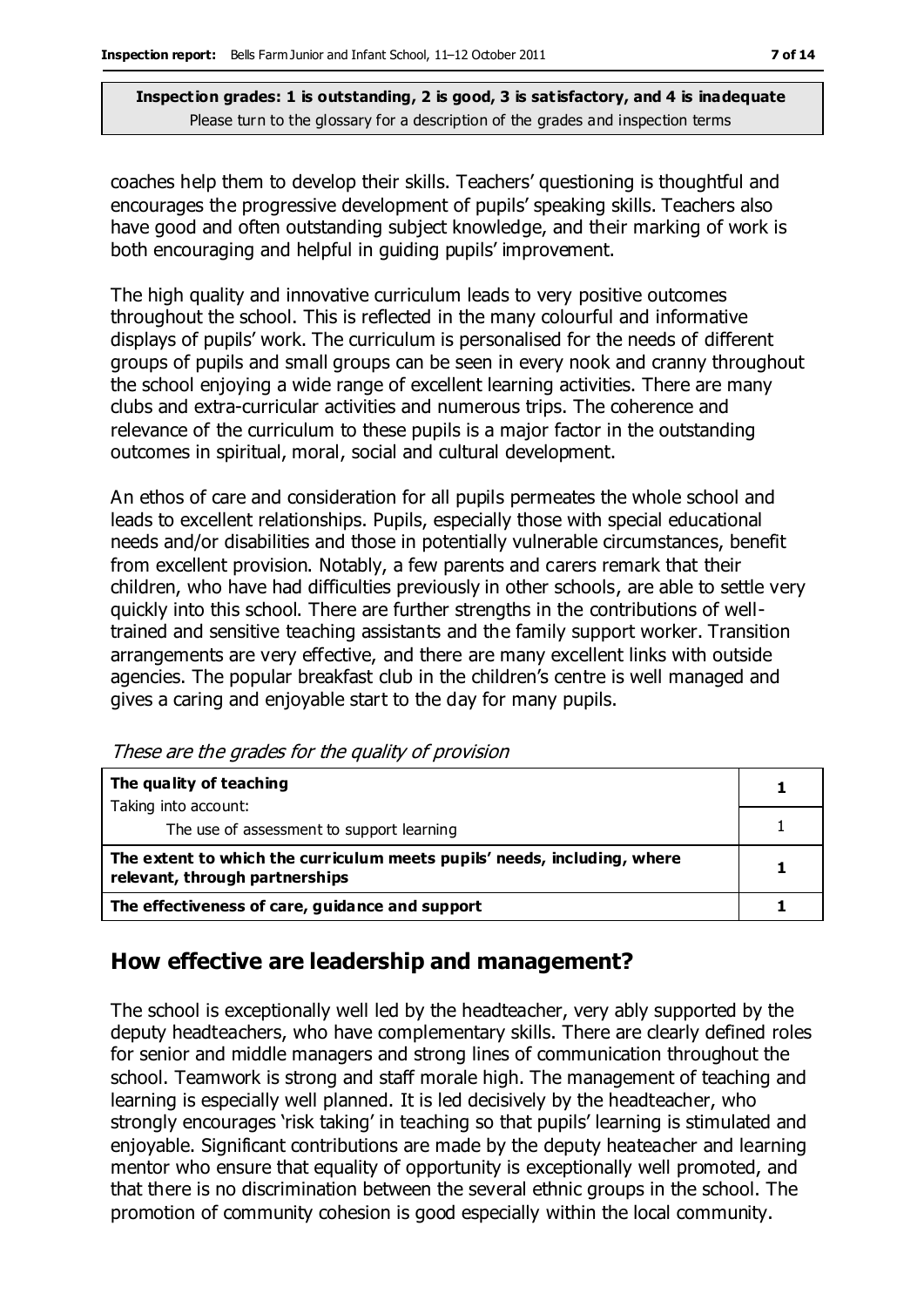**Inspection grades: 1 is outstanding, 2 is good, 3 is satisfactory, and 4 is inadequate**
Please turn to the glossary for a description of the grades and inspection terms

coaches help them to develop their skills. Teachers' questioning is thoughtful and encourages the progressive development of pupils' speaking skills. Teachers also have good and often outstanding subject knowledge, and their marking of work is both encouraging and helpful in guiding pupils' improvement.

The high quality and innovative curriculum leads to very positive outcomes throughout the school. This is reflected in the many colourful and informative displays of pupils' work. The curriculum is personalised for the needs of different groups of pupils and small groups can be seen in every nook and cranny throughout the school enjoying a wide range of excellent learning activities. There are many clubs and extra-curricular activities and numerous trips. The coherence and relevance of the curriculum to these pupils is a major factor in the outstanding outcomes in spiritual, moral, social and cultural development.

An ethos of care and consideration for all pupils permeates the whole school and leads to excellent relationships. Pupils, especially those with special educational needs and/or disabilities and those in potentially vulnerable circumstances, benefit from excellent provision. Notably, a few parents and carers remark that their children, who have had difficulties previously in other schools, are able to settle very quickly into this school. There are further strengths in the contributions of well-trained and sensitive teaching assistants and the family support worker. Transition arrangements are very effective, and there are many excellent links with outside agencies. The popular breakfast club in the children's centre is well managed and gives a caring and enjoyable start to the day for many pupils.

*These are the grades for the quality of provision*

| | |
|---|---|
| **The quality of teaching** <br> Taking into account: | **1** |
| The use of assessment to support learning | 1 |
| **The extent to which the curriculum meets pupils' needs, including, where relevant, through partnerships** | **1** |
| **The effectiveness of care, guidance and support** | **1** |

## How effective are leadership and management?

The school is exceptionally well led by the headteacher, very ably supported by the deputy headteachers, who have complementary skills. There are clearly defined roles for senior and middle managers and strong lines of communication throughout the school. Teamwork is strong and staff morale high. The management of teaching and learning is especially well planned. It is led decisively by the headteacher, who strongly encourages 'risk taking' in teaching so that pupils' learning is stimulated and enjoyable. Significant contributions are made by the deputy heateacher and learning mentor who ensure that equality of opportunity is exceptionally well promoted, and that there is no discrimination between the several ethnic groups in the school. The promotion of community cohesion is good especially within the local community.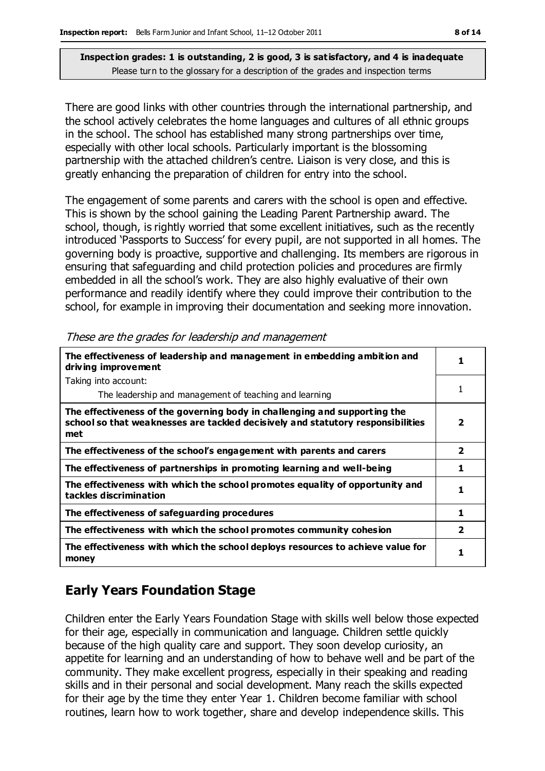**Inspection grades: 1 is outstanding, 2 is good, 3 is satisfactory, and 4 is inadequate**
Please turn to the glossary for a description of the grades and inspection terms

There are good links with other countries through the international partnership, and the school actively celebrates the home languages and cultures of all ethnic groups in the school. The school has established many strong partnerships over time, especially with other local schools. Particularly important is the blossoming partnership with the attached children's centre. Liaison is very close, and this is greatly enhancing the preparation of children for entry into the school.

The engagement of some parents and carers with the school is open and effective. This is shown by the school gaining the Leading Parent Partnership award. The school, though, is rightly worried that some excellent initiatives, such as the recently introduced 'Passports to Success' for every pupil, are not supported in all homes. The governing body is proactive, supportive and challenging. Its members are rigorous in ensuring that safeguarding and child protection policies and procedures are firmly embedded in all the school's work. They are also highly evaluative of their own performance and readily identify where they could improve their contribution to the school, for example in improving their documentation and seeking more innovation.

*These are the grades for leadership and management*

| | |
|---|---|
| **The effectiveness of leadership and management in embedding ambition and driving improvement** | **1** |
| Taking into account: The leadership and management of teaching and learning | 1 |
| **The effectiveness of the governing body in challenging and supporting the school so that weaknesses are tackled decisively and statutory responsibilities met** | **2** |
| **The effectiveness of the school's engagement with parents and carers** | **2** |
| **The effectiveness of partnerships in promoting learning and well-being** | **1** |
| **The effectiveness with which the school promotes equality of opportunity and tackles discrimination** | **1** |
| **The effectiveness of safeguarding procedures** | **1** |
| **The effectiveness with which the school promotes community cohesion** | **2** |
| **The effectiveness with which the school deploys resources to achieve value for money** | **1** |

## Early Years Foundation Stage

Children enter the Early Years Foundation Stage with skills well below those expected for their age, especially in communication and language. Children settle quickly because of the high quality care and support. They soon develop curiosity, an appetite for learning and an understanding of how to behave well and be part of the community. They make excellent progress, especially in their speaking and reading skills and in their personal and social development. Many reach the skills expected for their age by the time they enter Year 1. Children become familiar with school routines, learn how to work together, share and develop independence skills. This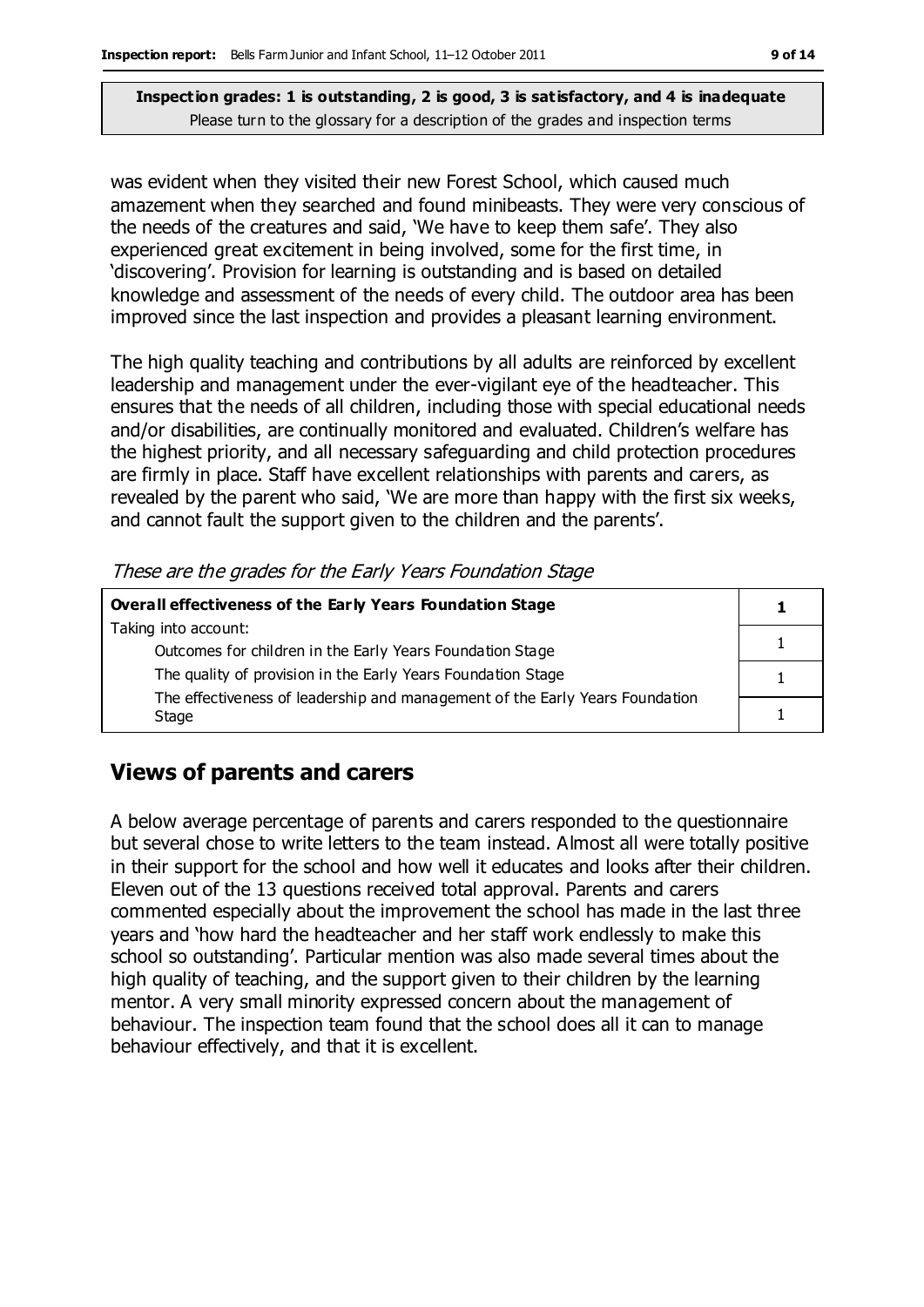**Inspection grades: 1 is outstanding, 2 is good, 3 is satisfactory, and 4 is inadequate**
Please turn to the glossary for a description of the grades and inspection terms

was evident when they visited their new Forest School, which caused much amazement when they searched and found minibeasts. They were very conscious of the needs of the creatures and said, 'We have to keep them safe'. They also experienced great excitement in being involved, some for the first time, in 'discovering'. Provision for learning is outstanding and is based on detailed knowledge and assessment of the needs of every child. The outdoor area has been improved since the last inspection and provides a pleasant learning environment.

The high quality teaching and contributions by all adults are reinforced by excellent leadership and management under the ever-vigilant eye of the headteacher. This ensures that the needs of all children, including those with special educational needs and/or disabilities, are continually monitored and evaluated. Children's welfare has the highest priority, and all necessary safeguarding and child protection procedures are firmly in place. Staff have excellent relationships with parents and carers, as revealed by the parent who said, 'We are more than happy with the first six weeks, and cannot fault the support given to the children and the parents'.

*These are the grades for the Early Years Foundation Stage*

| **Overall effectiveness of the Early Years Foundation Stage** | **1** |
|---|---|
| Taking into account: Outcomes for children in the Early Years Foundation Stage | 1 |
| The quality of provision in the Early Years Foundation Stage | 1 |
| The effectiveness of leadership and management of the Early Years Foundation Stage | 1 |

## Views of parents and carers

A below average percentage of parents and carers responded to the questionnaire but several chose to write letters to the team instead. Almost all were totally positive in their support for the school and how well it educates and looks after their children. Eleven out of the 13 questions received total approval. Parents and carers commented especially about the improvement the school has made in the last three years and 'how hard the headteacher and her staff work endlessly to make this school so outstanding'. Particular mention was also made several times about the high quality of teaching, and the support given to their children by the learning mentor. A very small minority expressed concern about the management of behaviour. The inspection team found that the school does all it can to manage behaviour effectively, and that it is excellent.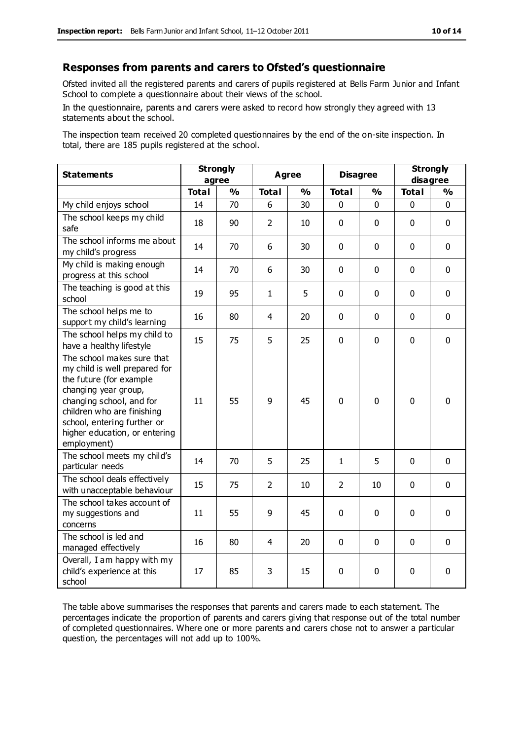## Responses from parents and carers to Ofsted's questionnaire

Ofsted invited all the registered parents and carers of pupils registered at Bells Farm Junior and Infant School to complete a questionnaire about their views of the school.

In the questionnaire, parents and carers were asked to record how strongly they agreed with 13 statements about the school.

The inspection team received 20 completed questionnaires by the end of the on-site inspection. In total, there are 185 pupils registered at the school.

| Statements | Strongly agree | | Agree | | Disagree | | Strongly disagree | |
|---|---|---|---|---|---|---|---|---|
| | Total | % | Total | % | Total | % | Total | % |
| My child enjoys school | 14 | 70 | 6 | 30 | 0 | 0 | 0 | 0 |
| The school keeps my child safe | 18 | 90 | 2 | 10 | 0 | 0 | 0 | 0 |
| The school informs me about my child's progress | 14 | 70 | 6 | 30 | 0 | 0 | 0 | 0 |
| My child is making enough progress at this school | 14 | 70 | 6 | 30 | 0 | 0 | 0 | 0 |
| The teaching is good at this school | 19 | 95 | 1 | 5 | 0 | 0 | 0 | 0 |
| The school helps me to support my child's learning | 16 | 80 | 4 | 20 | 0 | 0 | 0 | 0 |
| The school helps my child to have a healthy lifestyle | 15 | 75 | 5 | 25 | 0 | 0 | 0 | 0 |
| The school makes sure that my child is well prepared for the future (for example changing year group, changing school, and for children who are finishing school, entering further or higher education, or entering employment) | 11 | 55 | 9 | 45 | 0 | 0 | 0 | 0 |
| The school meets my child's particular needs | 14 | 70 | 5 | 25 | 1 | 5 | 0 | 0 |
| The school deals effectively with unacceptable behaviour | 15 | 75 | 2 | 10 | 2 | 10 | 0 | 0 |
| The school takes account of my suggestions and concerns | 11 | 55 | 9 | 45 | 0 | 0 | 0 | 0 |
| The school is led and managed effectively | 16 | 80 | 4 | 20 | 0 | 0 | 0 | 0 |
| Overall, I am happy with my child's experience at this school | 17 | 85 | 3 | 15 | 0 | 0 | 0 | 0 |

The table above summarises the responses that parents and carers made to each statement. The percentages indicate the proportion of parents and carers giving that response out of the total number of completed questionnaires. Where one or more parents and carers chose not to answer a particular question, the percentages will not add up to 100%.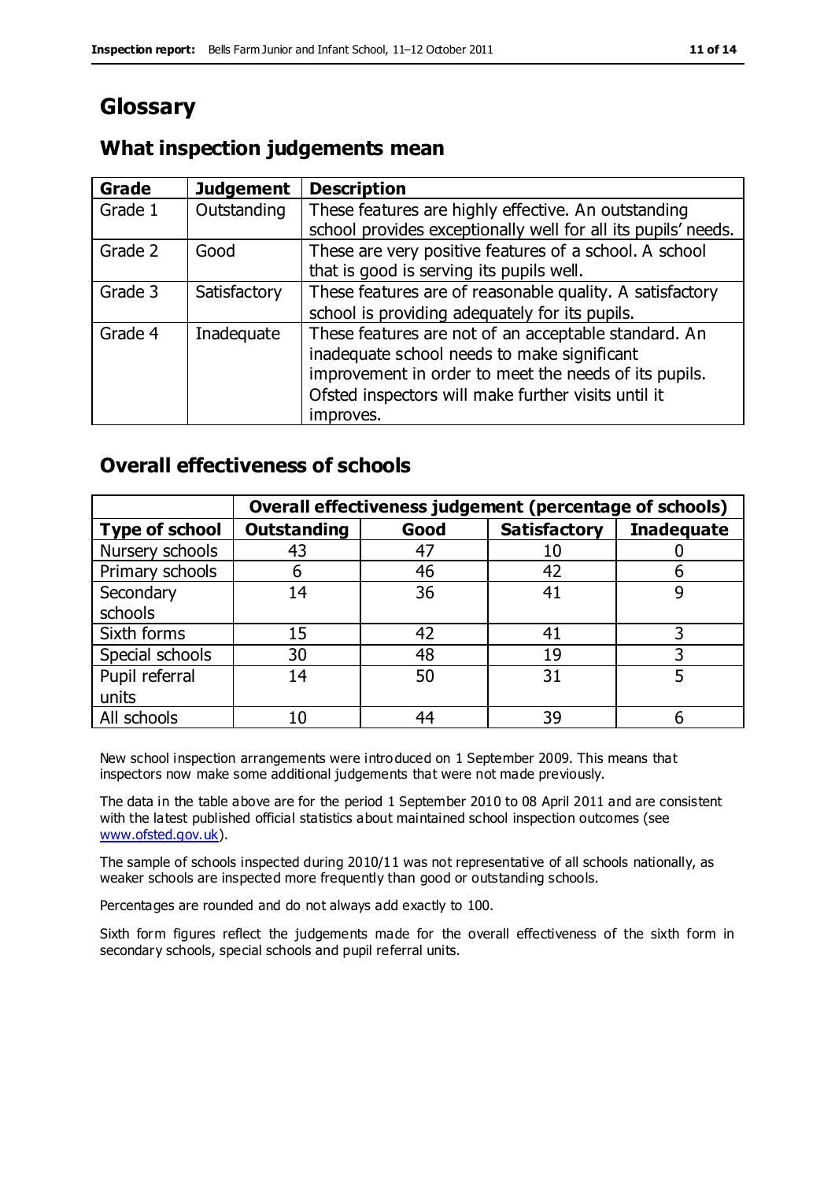# Glossary

## What inspection judgements mean

| Grade | Judgement | Description |
| --- | --- | --- |
| Grade 1 | Outstanding | These features are highly effective. An outstanding school provides exceptionally well for all its pupils' needs. |
| Grade 2 | Good | These are very positive features of a school. A school that is good is serving its pupils well. |
| Grade 3 | Satisfactory | These features are of reasonable quality. A satisfactory school is providing adequately for its pupils. |
| Grade 4 | Inadequate | These features are not of an acceptable standard. An inadequate school needs to make significant improvement in order to meet the needs of its pupils. Ofsted inspectors will make further visits until it improves. |

## Overall effectiveness of schools

| | Overall effectiveness judgement (percentage of schools) | | | |
| --- | --- | --- | --- | --- |
| **Type of school** | **Outstanding** | **Good** | **Satisfactory** | **Inadequate** |
| Nursery schools | 43 | 47 | 10 | 0 |
| Primary schools | 6 | 46 | 42 | 6 |
| Secondary schools | 14 | 36 | 41 | 9 |
| Sixth forms | 15 | 42 | 41 | 3 |
| Special schools | 30 | 48 | 19 | 3 |
| Pupil referral units | 14 | 50 | 31 | 5 |
| All schools | 10 | 44 | 39 | 6 |

New school inspection arrangements were introduced on 1 September 2009. This means that inspectors now make some additional judgements that were not made previously.

The data in the table above are for the period 1 September 2010 to 08 April 2011 and are consistent with the latest published official statistics about maintained school inspection outcomes (see www.ofsted.gov.uk).

The sample of schools inspected during 2010/11 was not representative of all schools nationally, as weaker schools are inspected more frequently than good or outstanding schools.

Percentages are rounded and do not always add exactly to 100.

Sixth form figures reflect the judgements made for the overall effectiveness of the sixth form in secondary schools, special schools and pupil referral units.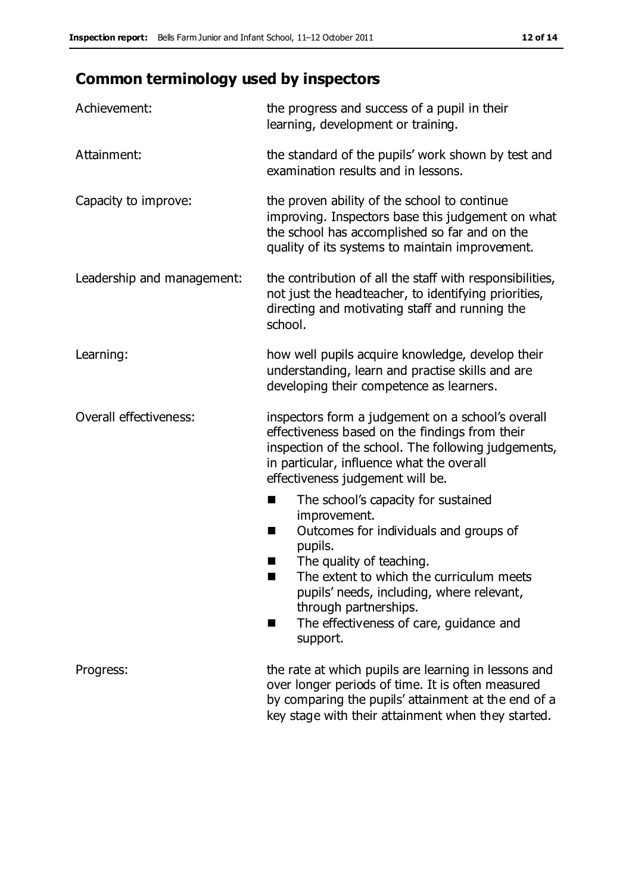## Common terminology used by inspectors

| | |
|---|---|
| Achievement: | the progress and success of a pupil in their learning, development or training. |
| Attainment: | the standard of the pupils' work shown by test and examination results and in lessons. |
| Capacity to improve: | the proven ability of the school to continue improving. Inspectors base this judgement on what the school has accomplished so far and on the quality of its systems to maintain improvement. |
| Leadership and management: | the contribution of all the staff with responsibilities, not just the headteacher, to identifying priorities, directing and motivating staff and running the school. |
| Learning: | how well pupils acquire knowledge, develop their understanding, learn and practise skills and are developing their competence as learners. |
| Overall effectiveness: | inspectors form a judgement on a school's overall effectiveness based on the findings from their inspection of the school. The following judgements, in particular, influence what the overall effectiveness judgement will be.<br>■ The school's capacity for sustained improvement.<br>■ Outcomes for individuals and groups of pupils.<br>■ The quality of teaching.<br>■ The extent to which the curriculum meets pupils' needs, including, where relevant, through partnerships.<br>■ The effectiveness of care, guidance and support. |
| Progress: | the rate at which pupils are learning in lessons and over longer periods of time. It is often measured by comparing the pupils' attainment at the end of a key stage with their attainment when they started. |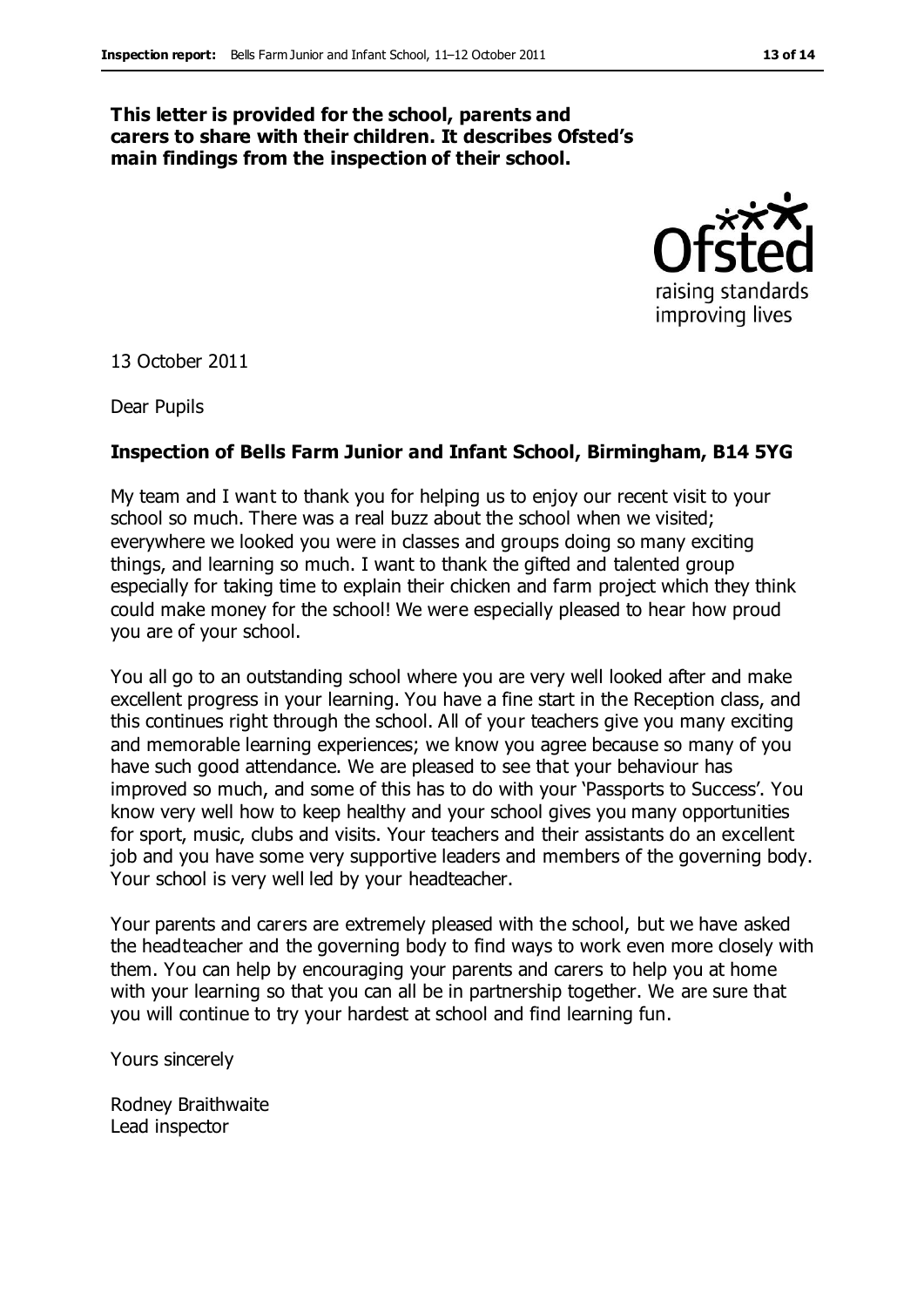**This letter is provided for the school, parents and carers to share with their children. It describes Ofsted's main findings from the inspection of their school.**

13 October 2011

Dear Pupils

**Inspection of Bells Farm Junior and Infant School, Birmingham, B14 5YG**

My team and I want to thank you for helping us to enjoy our recent visit to your school so much. There was a real buzz about the school when we visited; everywhere we looked you were in classes and groups doing so many exciting things, and learning so much. I want to thank the gifted and talented group especially for taking time to explain their chicken and farm project which they think could make money for the school! We were especially pleased to hear how proud you are of your school.

You all go to an outstanding school where you are very well looked after and make excellent progress in your learning. You have a fine start in the Reception class, and this continues right through the school. All of your teachers give you many exciting and memorable learning experiences; we know you agree because so many of you have such good attendance. We are pleased to see that your behaviour has improved so much, and some of this has to do with your 'Passports to Success'. You know very well how to keep healthy and your school gives you many opportunities for sport, music, clubs and visits. Your teachers and their assistants do an excellent job and you have some very supportive leaders and members of the governing body. Your school is very well led by your headteacher.

Your parents and carers are extremely pleased with the school, but we have asked the headteacher and the governing body to find ways to work even more closely with them. You can help by encouraging your parents and carers to help you at home with your learning so that you can all be in partnership together. We are sure that you will continue to try your hardest at school and find learning fun.

Yours sincerely

Rodney Braithwaite
Lead inspector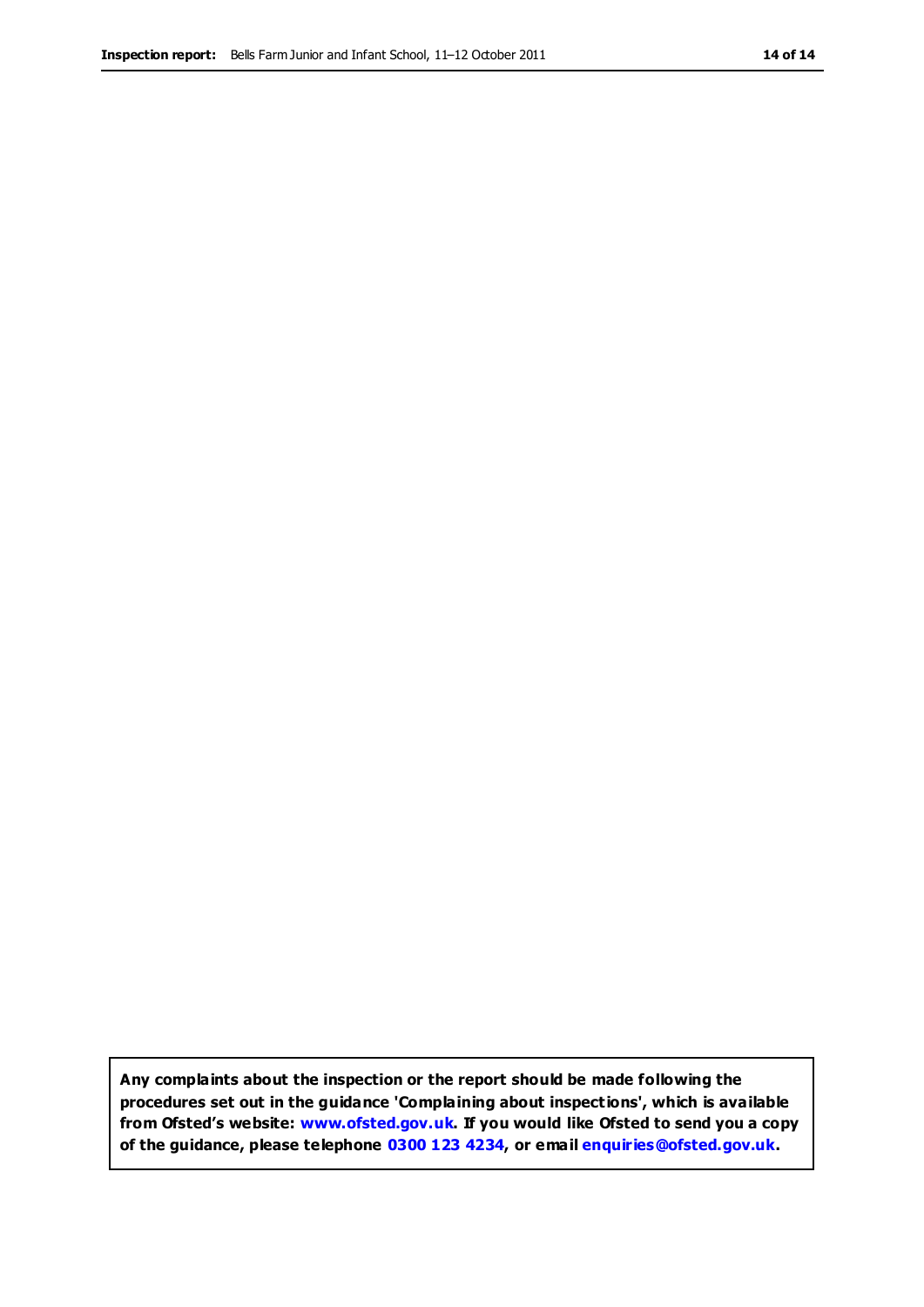**Any complaints about the inspection or the report should be made following the procedures set out in the guidance 'Complaining about inspections', which is available from Ofsted's website: www.ofsted.gov.uk. If you would like Ofsted to send you a copy of the guidance, please telephone 0300 123 4234, or email enquiries@ofsted.gov.uk.**